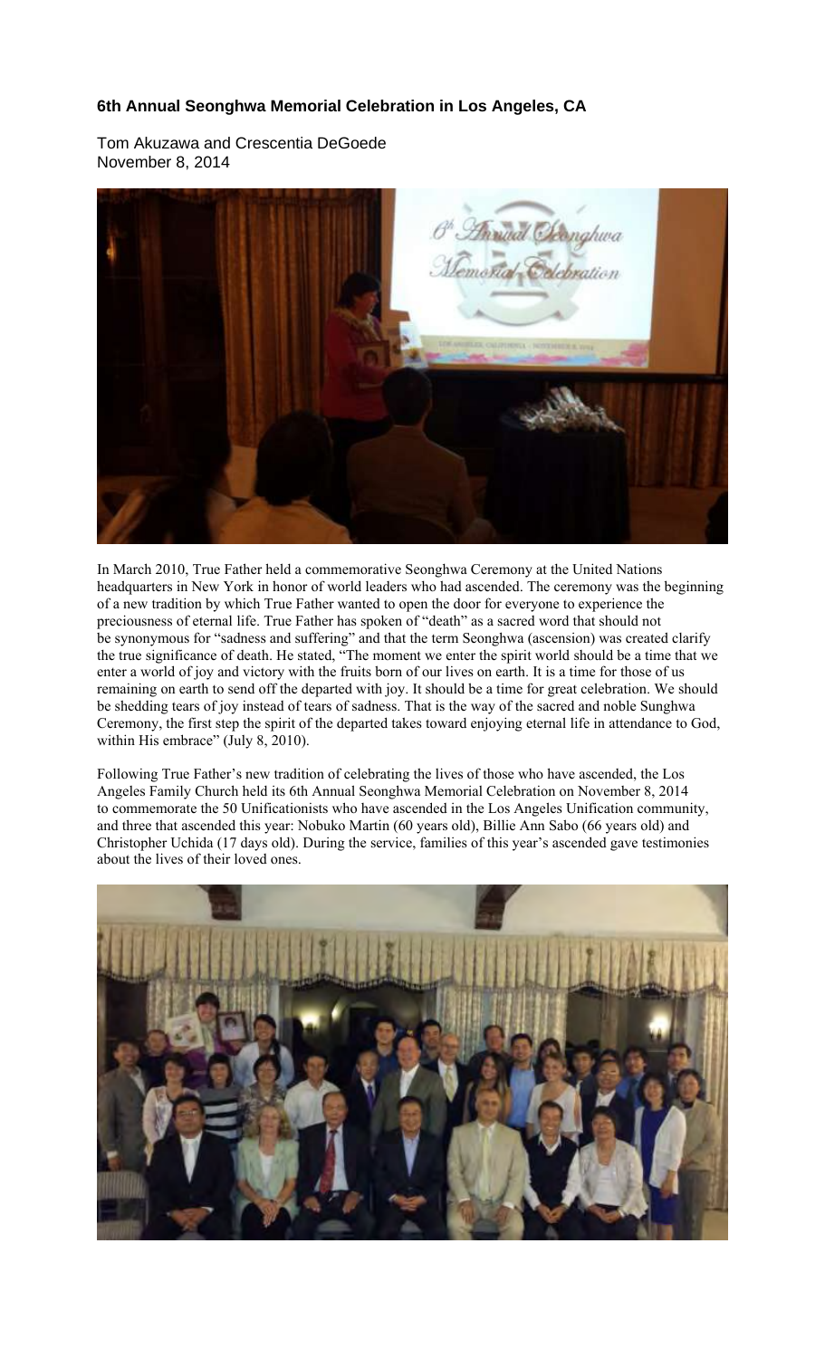### 6th Annual Seonghwa Memorial Celebration in Los Angeles, CA

Tom Akuzawa and Crescentia DeGoede
November 8, 2014

In March 2010, True Father held a commemorative Seonghwa Ceremony at the United Nations headquarters in New York in honor of world leaders who had ascended. The ceremony was the beginning of a new tradition by which True Father wanted to open the door for everyone to experience the preciousness of eternal life. True Father has spoken of "death" as a sacred word that should not be synonymous for "sadness and suffering" and that the term Seonghwa (ascension) was created clarify the true significance of death. He stated, "The moment we enter the spirit world should be a time that we enter a world of joy and victory with the fruits born of our lives on earth. It is a time for those of us remaining on earth to send off the departed with joy. It should be a time for great celebration. We should be shedding tears of joy instead of tears of sadness. That is the way of the sacred and noble Sunghwa Ceremony, the first step the spirit of the departed takes toward enjoying eternal life in attendance to God, within His embrace" (July 8, 2010).

Following True Father's new tradition of celebrating the lives of those who have ascended, the Los Angeles Family Church held its 6th Annual Seonghwa Memorial Celebration on November 8, 2014 to commemorate the 50 Unificationists who have ascended in the Los Angeles Unification community, and three that ascended this year: Nobuko Martin (60 years old), Billie Ann Sabo (66 years old) and Christopher Uchida (17 days old). During the service, families of this year's ascended gave testimonies about the lives of their loved ones.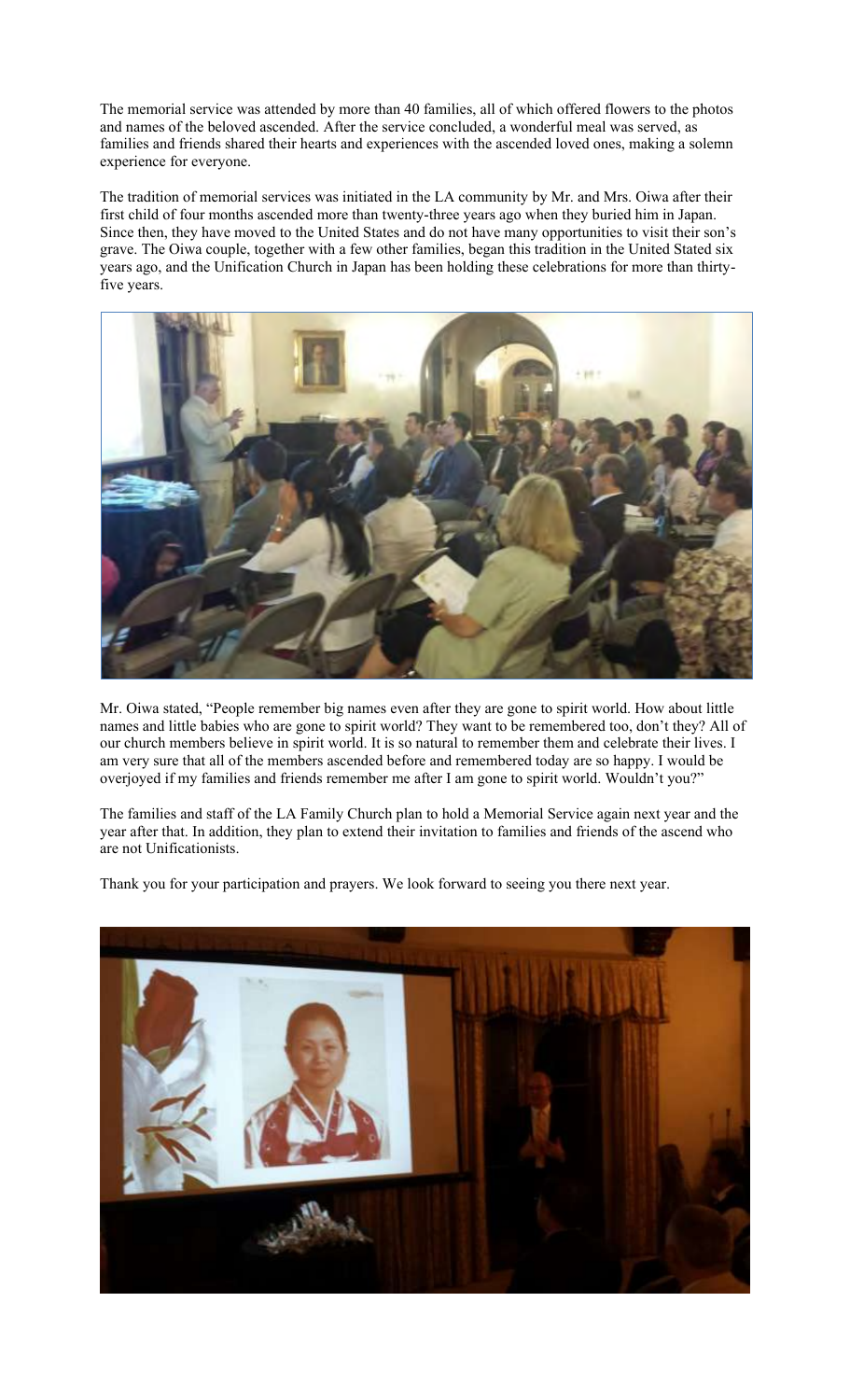The memorial service was attended by more than 40 families, all of which offered flowers to the photos and names of the beloved ascended. After the service concluded, a wonderful meal was served, as families and friends shared their hearts and experiences with the ascended loved ones, making a solemn experience for everyone.

The tradition of memorial services was initiated in the LA community by Mr. and Mrs. Oiwa after their first child of four months ascended more than twenty-three years ago when they buried him in Japan. Since then, they have moved to the United States and do not have many opportunities to visit their son's grave. The Oiwa couple, together with a few other families, began this tradition in the United Stated six years ago, and the Unification Church in Japan has been holding these celebrations for more than thirty-five years.

Mr. Oiwa stated, "People remember big names even after they are gone to spirit world. How about little names and little babies who are gone to spirit world? They want to be remembered too, don't they? All of our church members believe in spirit world. It is so natural to remember them and celebrate their lives. I am very sure that all of the members ascended before and remembered today are so happy. I would be overjoyed if my families and friends remember me after I am gone to spirit world. Wouldn't you?"

The families and staff of the LA Family Church plan to hold a Memorial Service again next year and the year after that. In addition, they plan to extend their invitation to families and friends of the ascend who are not Unificationists.

Thank you for your participation and prayers. We look forward to seeing you there next year.